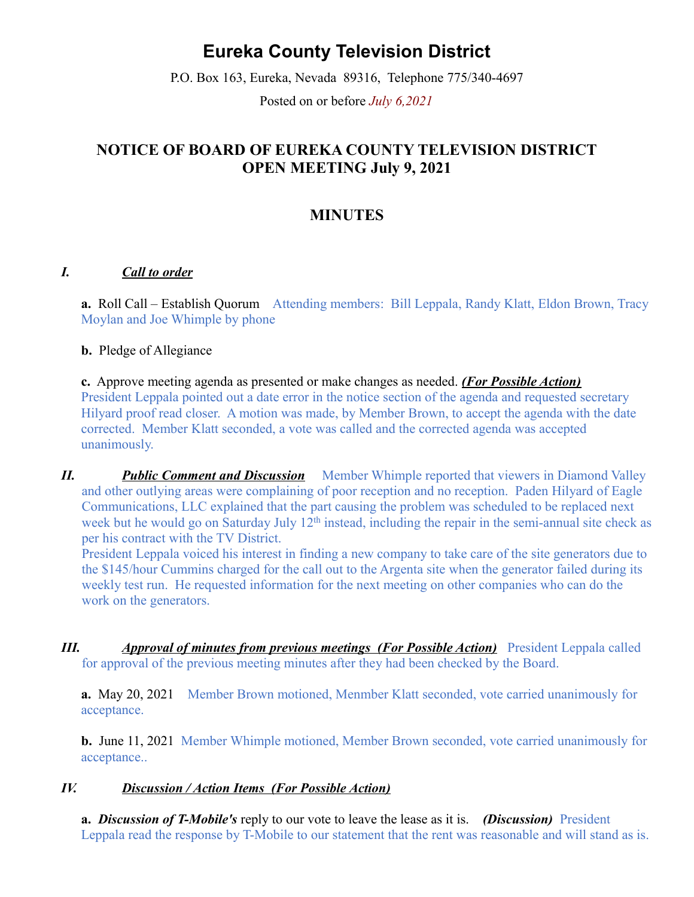# Eureka County Television District

P.O. Box 163, Eureka, Nevada 89316, Telephone 775/340-4697

Posted on or before *July 6,2021*

## NOTICE OF BOARD OF EUREKA COUNTY TELEVISION DISTRICT OPEN MEETING July 9, 2021

## MINUTES

### *I.* ***Call to order***

**a.** Roll Call – Establish Quorum Attending members: Bill Leppala, Randy Klatt, Eldon Brown, Tracy Moylan and Joe Whimple by phone

**b.** Pledge of Allegiance

**c.** Approve meeting agenda as presented or make changes as needed. ***(For Possible Action)*** President Leppala pointed out a date error in the notice section of the agenda and requested secretary Hilyard proof read closer. A motion was made, by Member Brown, to accept the agenda with the date corrected. Member Klatt seconded, a vote was called and the corrected agenda was accepted unanimously.

### *II.* ***Public Comment and Discussion***

Member Whimple reported that viewers in Diamond Valley and other outlying areas were complaining of poor reception and no reception. Paden Hilyard of Eagle Communications, LLC explained that the part causing the problem was scheduled to be replaced next week but he would go on Saturday July 12th instead, including the repair in the semi-annual site check as per his contract with the TV District.

President Leppala voiced his interest in finding a new company to take care of the site generators due to the $145/hour Cummins charged for the call out to the Argenta site when the generator failed during its weekly test run. He requested information for the next meeting on other companies who can do the work on the generators.

### *III.* ***Approval of minutes from previous meetings (For Possible Action)***

President Leppala called for approval of the previous meeting minutes after they had been checked by the Board.

**a.** May 20, 2021 Member Brown motioned, Menmber Klatt seconded, vote carried unanimously for acceptance.

**b.** June 11, 2021 Member Whimple motioned, Member Brown seconded, vote carried unanimously for acceptance..

### *IV.* ***Discussion / Action Items (For Possible Action)***

**a.** ***Discussion of T-Mobile's*** reply to our vote to leave the lease as it is. ***(Discussion)*** President Leppala read the response by T-Mobile to our statement that the rent was reasonable and will stand as is.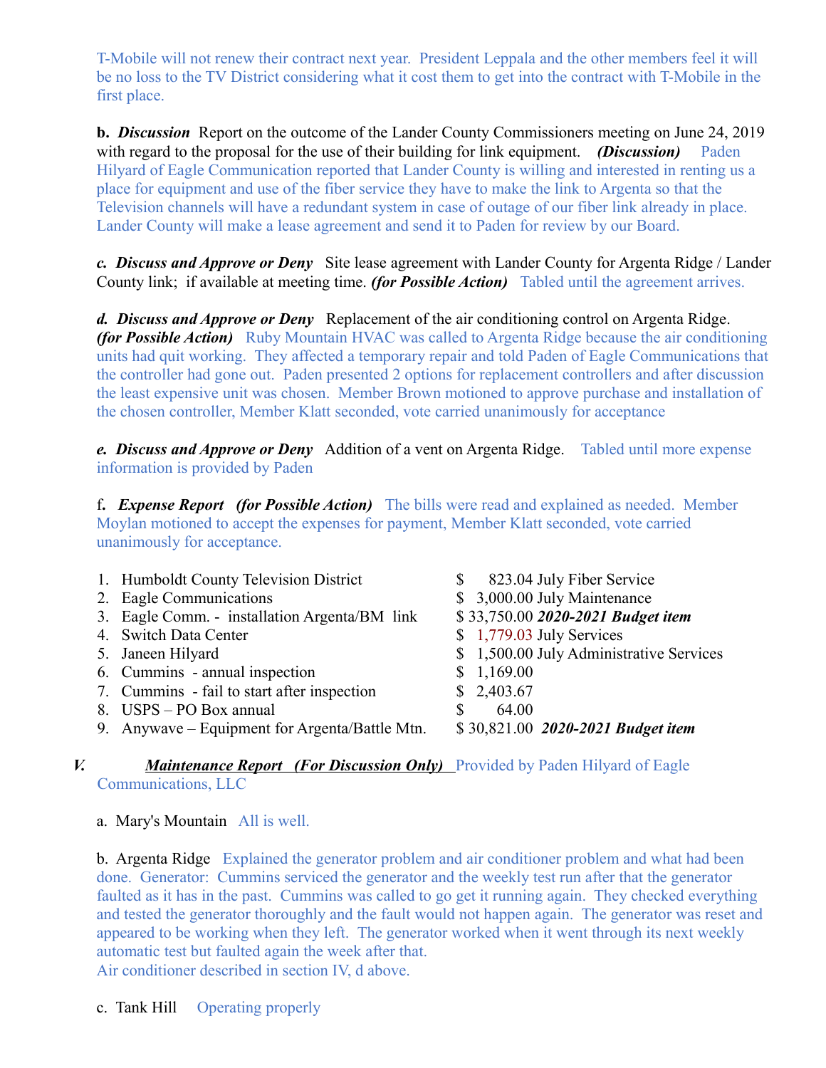T-Mobile will not renew their contract next year. President Leppala and the other members feel it will be no loss to the TV District considering what it cost them to get into the contract with T-Mobile in the first place.

**b.** ***Discussion*** Report on the outcome of the Lander County Commissioners meeting on June 24, 2019 with regard to the proposal for the use of their building for link equipment. ***(Discussion)*** Paden Hilyard of Eagle Communication reported that Lander County is willing and interested in renting us a place for equipment and use of the fiber service they have to make the link to Argenta so that the Television channels will have a redundant system in case of outage of our fiber link already in place. Lander County will make a lease agreement and send it to Paden for review by our Board.

***c. Discuss and Approve or Deny*** Site lease agreement with Lander County for Argenta Ridge / Lander County link; if available at meeting time. ***(for Possible Action)*** Tabled until the agreement arrives.

***d. Discuss and Approve or Deny*** Replacement of the air conditioning control on Argenta Ridge. ***(for Possible Action)*** Ruby Mountain HVAC was called to Argenta Ridge because the air conditioning units had quit working. They affected a temporary repair and told Paden of Eagle Communications that the controller had gone out. Paden presented 2 options for replacement controllers and after discussion the least expensive unit was chosen. Member Brown motioned to approve purchase and installation of the chosen controller, Member Klatt seconded, vote carried unanimously for acceptance

***e. Discuss and Approve or Deny*** Addition of a vent on Argenta Ridge. Tabled until more expense information is provided by Paden

f***. Expense Report (for Possible Action)*** The bills were read and explained as needed. Member Moylan motioned to accept the expenses for payment, Member Klatt seconded, vote carried unanimously for acceptance.

1. Humboldt County Television District — $ 823.04 July Fiber Service
2. Eagle Communications — $ 3,000.00 July Maintenance
3. Eagle Comm. - installation Argenta/BM link — $ 33,750.00 ***2020-2021 Budget item***
4. Switch Data Center — $ 1,779.03 July Services
5. Janeen Hilyard — $ 1,500.00 July Administrative Services
6. Cummins - annual inspection — $ 1,169.00
7. Cummins - fail to start after inspection — $ 2,403.67
8. USPS – PO Box annual — $ 64.00
9. Anywave – Equipment for Argenta/Battle Mtn. — $ 30,821.00 ***2020-2021 Budget item***

***V.*** ***Maintenance Report (For Discussion Only)*** Provided by Paden Hilyard of Eagle Communications, LLC

a. Mary's Mountain All is well.

b. Argenta Ridge Explained the generator problem and air conditioner problem and what had been done. Generator: Cummins serviced the generator and the weekly test run after that the generator faulted as it has in the past. Cummins was called to go get it running again. They checked everything and tested the generator thoroughly and the fault would not happen again. The generator was reset and appeared to be working when they left. The generator worked when it went through its next weekly automatic test but faulted again the week after that.
Air conditioner described in section IV, d above.

c. Tank Hill Operating properly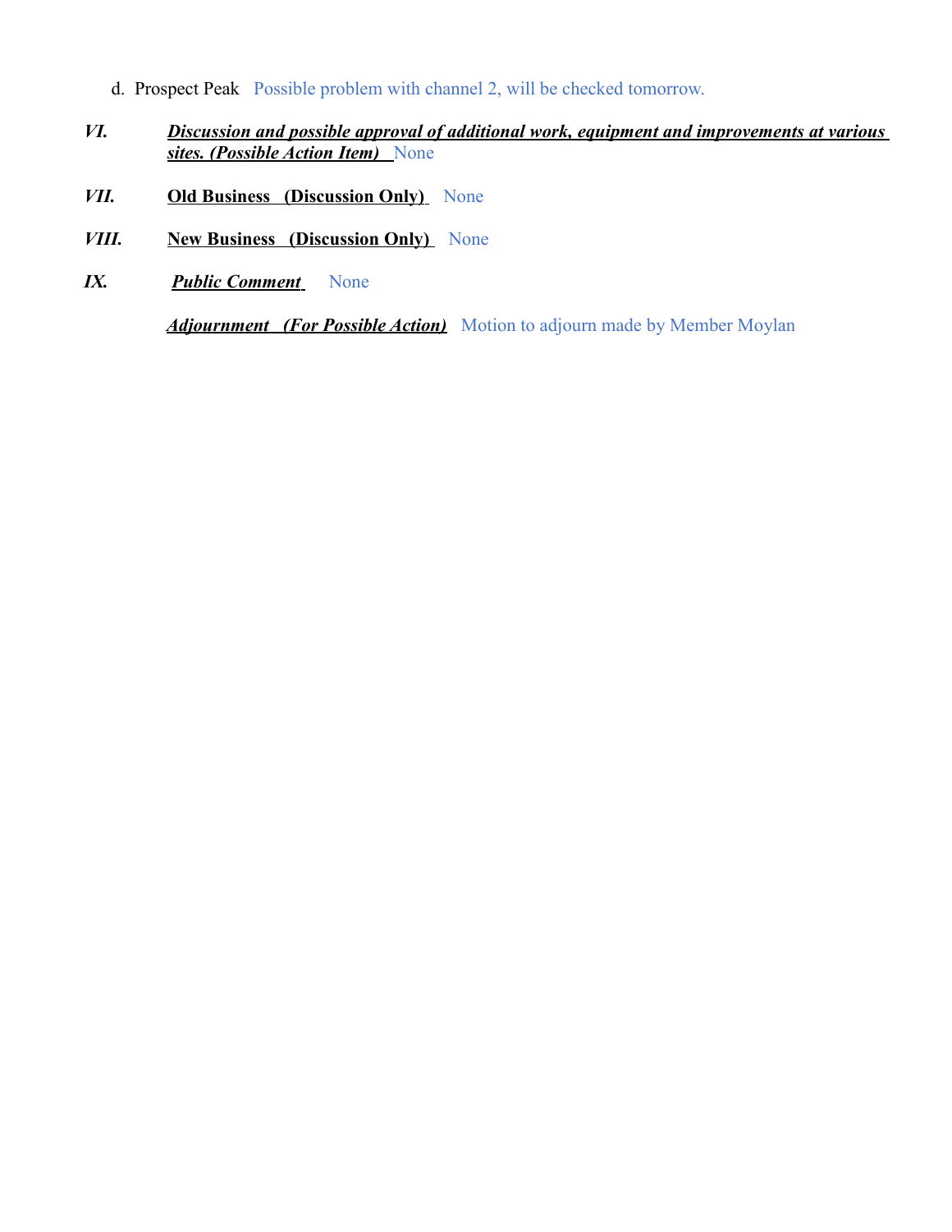d. Prospect Peak Possible problem with channel 2, will be checked tomorrow.

***VI.*** ***Discussion and possible approval of additional work, equipment and improvements at various sites. (Possible Action Item)*** None

***VII.*** **Old Business (Discussion Only)** None

***VIII.*** **New Business (Discussion Only)** None

***IX.*** ***Public Comment*** None

***Adjournment (For Possible Action)*** Motion to adjourn made by Member Moylan